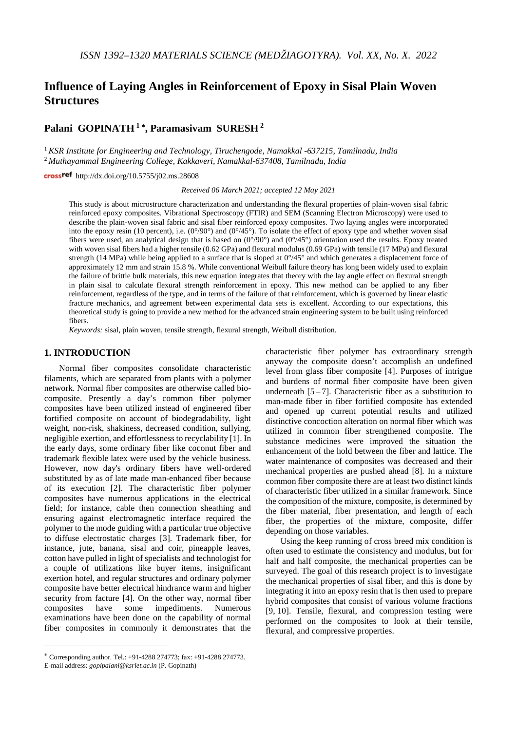# Influence of Laying Angles in Reinforcement of Epoxy in Sisal Plain Woven Structures

## Palani GOPINATH [1]*, Paramasivam SURESH [2]

[1] *KSR Institute for Engineering and Technology, Tiruchengode, Namakkal -637215, Tamilnadu, India*
[2] *Muthayammal Engineering College, Kakkaveri, Namakkal-637408, Tamilnadu, India*

http://dx.doi.org/10.5755/j02.ms.28608

*Received 06 March 2021; accepted 12 May 2021*

This study is about microstructure characterization and understanding the flexural properties of plain-woven sisal fabric reinforced epoxy composites. Vibrational Spectroscopy (FTIR) and SEM (Scanning Electron Microscopy) were used to describe the plain-woven sisal fabric and sisal fiber reinforced epoxy composites. Two laying angles were incorporated into the epoxy resin (10 percent), i.e. (0°/90°) and (0°/45°). To isolate the effect of epoxy type and whether woven sisal fibers were used, an analytical design that is based on (0°/90°) and (0°/45°) orientation used the results. Epoxy treated with woven sisal fibers had a higher tensile (0.62 GPa) and flexural modulus (0.69 GPa) with tensile (17 MPa) and flexural strength (14 MPa) while being applied to a surface that is sloped at 0°/45° and which generates a displacement force of approximately 12 mm and strain 15.8 %. While conventional Weibull failure theory has long been widely used to explain the failure of brittle bulk materials, this new equation integrates that theory with the lay angle effect on flexural strength in plain sisal to calculate flexural strength reinforcement in epoxy. This new method can be applied to any fiber reinforcement, regardless of the type, and in terms of the failure of that reinforcement, which is governed by linear elastic fracture mechanics, and agreement between experimental data sets is excellent. According to our expectations, this theoretical study is going to provide a new method for the advanced strain engineering system to be built using reinforced fibers.

*Keywords:* sisal, plain woven, tensile strength, flexural strength, Weibull distribution.

## 1. INTRODUCTION

Normal fiber composites consolidate characteristic filaments, which are separated from plants with a polymer network. Normal fiber composites are otherwise called bio-composite. Presently a day's common fiber polymer composites have been utilized instead of engineered fiber fortified composite on account of biodegradability, light weight, non-risk, shakiness, decreased condition, sullying, negligible exertion, and effortlessness to recyclability [1]. In the early days, some ordinary fiber like coconut fiber and trademark flexible latex were used by the vehicle business. However, now day's ordinary fibers have well-ordered substituted by as of late made man-enhanced fiber because of its execution [2]. The characteristic fiber polymer composites have numerous applications in the electrical field; for instance, cable then connection sheathing and ensuring against electromagnetic interface required the polymer to the mode guiding with a particular true objective to diffuse electrostatic charges [3]. Trademark fiber, for instance, jute, banana, sisal and coir, pineapple leaves, cotton have pulled in light of specialists and technologist for a couple of utilizations like buyer items, insignificant exertion hotel, and regular structures and ordinary polymer composite have better electrical hindrance warm and higher security from facture [4]. On the other way, normal fiber composites have some impediments. Numerous examinations have been done on the capability of normal fiber composites in commonly it demonstrates that the characteristic fiber polymer has extraordinary strength anyway the composite doesn't accomplish an undefined level from glass fiber composite [4]. Purposes of intrigue and burdens of normal fiber composite have been given underneath [5–7]. Characteristic fiber as a substitution to man-made fiber in fiber fortified composite has extended and opened up current potential results and utilized distinctive concoction alteration on normal fiber which was utilized in common fiber strengthened composite. The substance medicines were improved the situation the enhancement of the hold between the fiber and lattice. The water maintenance of composites was decreased and their mechanical properties are pushed ahead [8]. In a mixture common fiber composite there are at least two distinct kinds of characteristic fiber utilized in a similar framework. Since the composition of the mixture, composite, is determined by the fiber material, fiber presentation, and length of each fiber, the properties of the mixture, composite, differ depending on those variables.

Using the keep running of cross breed mix condition is often used to estimate the consistency and modulus, but for half and half composite, the mechanical properties can be surveyed. The goal of this research project is to investigate the mechanical properties of sisal fiber, and this is done by integrating it into an epoxy resin that is then used to prepare hybrid composites that consist of various volume fractions [9, 10]. Tensile, flexural, and compression testing were performed on the composites to look at their tensile, flexural, and compressive properties.

* Corresponding author. Tel.: +91-4288 274773; fax: +91-4288 274773.
E-mail address: *gopipalani@ksriet.ac.in* (P. Gopinath)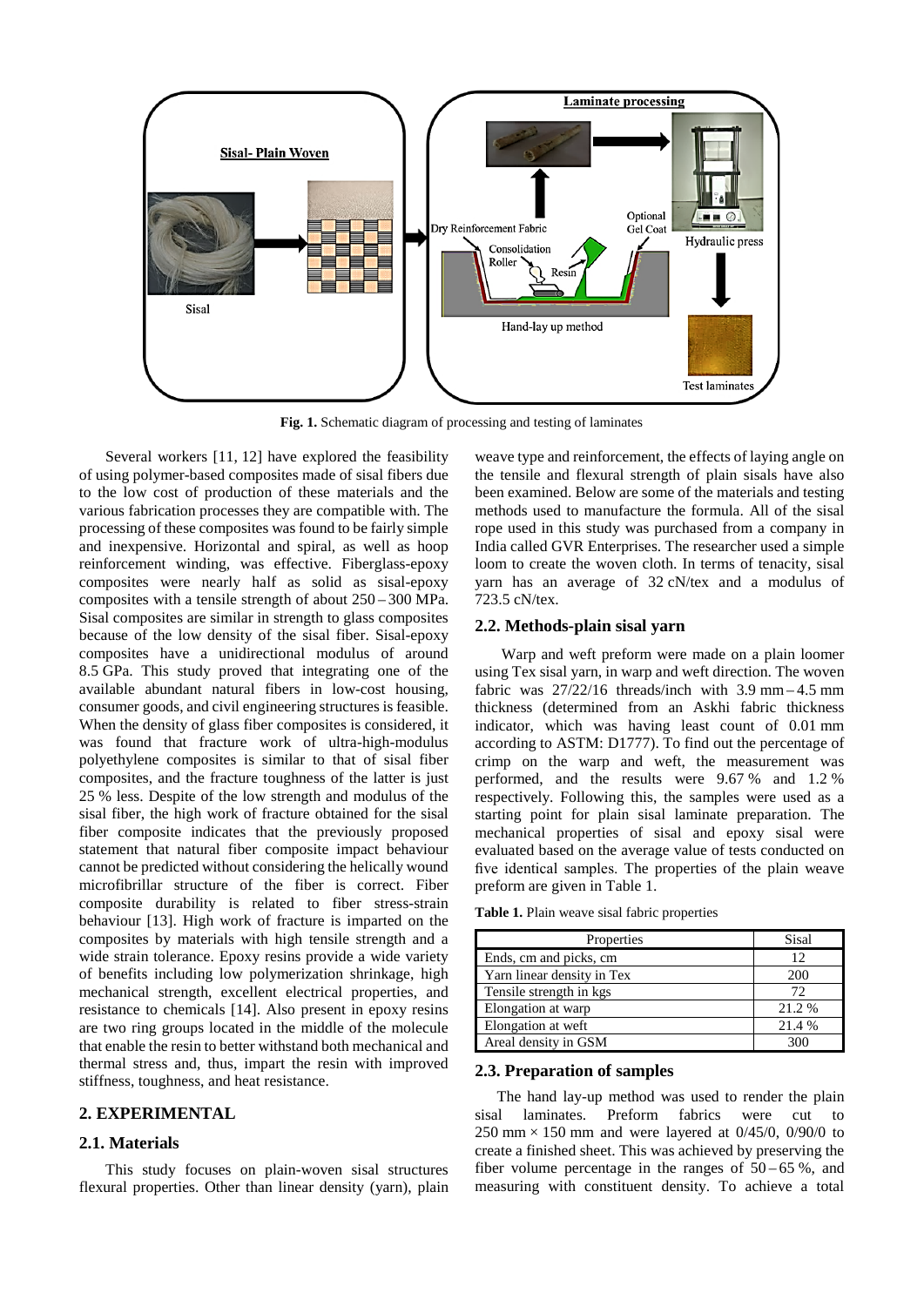Fig. 1. Schematic diagram of processing and testing of laminates

Several workers [11, 12] have explored the feasibility of using polymer-based composites made of sisal fibers due to the low cost of production of these materials and the various fabrication processes they are compatible with. The processing of these composites was found to be fairly simple and inexpensive. Horizontal and spiral, as well as hoop reinforcement winding, was effective. Fiberglass-epoxy composites were nearly half as solid as sisal-epoxy composites with a tensile strength of about 250 – 300 MPa. Sisal composites are similar in strength to glass composites because of the low density of the sisal fiber. Sisal-epoxy composites have a unidirectional modulus of around 8.5 GPa. This study proved that integrating one of the available abundant natural fibers in low-cost housing, consumer goods, and civil engineering structures is feasible. When the density of glass fiber composites is considered, it was found that fracture work of ultra-high-modulus polyethylene composites is similar to that of sisal fiber composites, and the fracture toughness of the latter is just 25 % less. Despite of the low strength and modulus of the sisal fiber, the high work of fracture obtained for the sisal fiber composite indicates that the previously proposed statement that natural fiber composite impact behaviour cannot be predicted without considering the helically wound microfibrillar structure of the fiber is correct. Fiber composite durability is related to fiber stress-strain behaviour [13]. High work of fracture is imparted on the composites by materials with high tensile strength and a wide strain tolerance. Epoxy resins provide a wide variety of benefits including low polymerization shrinkage, high mechanical strength, excellent electrical properties, and resistance to chemicals [14]. Also present in epoxy resins are two ring groups located in the middle of the molecule that enable the resin to better withstand both mechanical and thermal stress and, thus, impart the resin with improved stiffness, toughness, and heat resistance.

## 2. EXPERIMENTAL

### 2.1. Materials

This study focuses on plain-woven sisal structures flexural properties. Other than linear density (yarn), plain weave type and reinforcement, the effects of laying angle on the tensile and flexural strength of plain sisals have also been examined. Below are some of the materials and testing methods used to manufacture the formula. All of the sisal rope used in this study was purchased from a company in India called GVR Enterprises. The researcher used a simple loom to create the woven cloth. In terms of tenacity, sisal yarn has an average of 32 cN/tex and a modulus of 723.5 cN/tex.

### 2.2. Methods-plain sisal yarn

Warp and weft preform were made on a plain loomer using Tex sisal yarn, in warp and weft direction. The woven fabric was 27/22/16 threads/inch with 3.9 mm – 4.5 mm thickness (determined from an Askhi fabric thickness indicator, which was having least count of 0.01 mm according to ASTM: D1777). To find out the percentage of crimp on the warp and weft, the measurement was performed, and the results were 9.67 % and 1.2 % respectively. Following this, the samples were used as a starting point for plain sisal laminate preparation. The mechanical properties of sisal and epoxy sisal were evaluated based on the average value of tests conducted on five identical samples. The properties of the plain weave preform are given in Table 1.

Table 1. Plain weave sisal fabric properties

| Properties | Sisal |
|---|---|
| Ends, cm and picks, cm | 12 |
| Yarn linear density in Tex | 200 |
| Tensile strength in kgs | 72 |
| Elongation at warp | 21.2 % |
| Elongation at weft | 21.4 % |
| Areal density in GSM | 300 |

### 2.3. Preparation of samples

The hand lay-up method was used to render the plain sisal laminates. Preform fabrics were cut to 250 mm × 150 mm and were layered at 0/45/0, 0/90/0 to create a finished sheet. This was achieved by preserving the fiber volume percentage in the ranges of 50 – 65 %, and measuring with constituent density. To achieve a total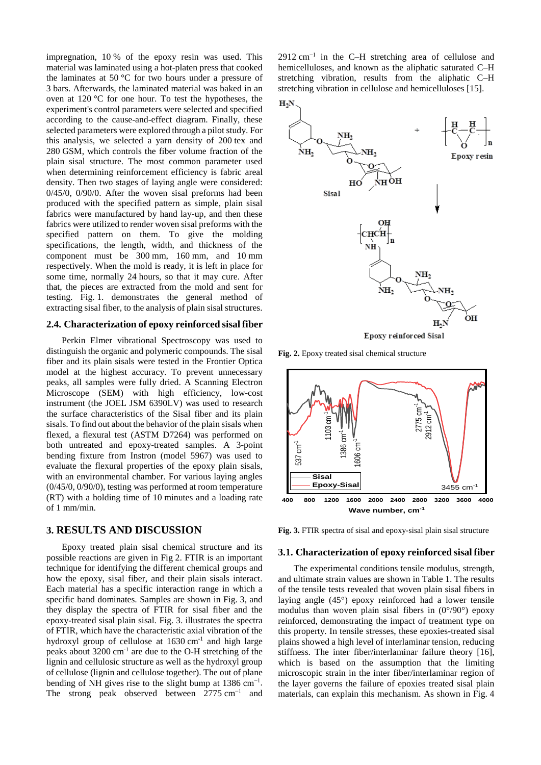impregnation, 10 % of the epoxy resin was used. This material was laminated using a hot-platen press that cooked the laminates at 50 °C for two hours under a pressure of 3 bars. Afterwards, the laminated material was baked in an oven at 120 °C for one hour. To test the hypotheses, the experiment's control parameters were selected and specified according to the cause-and-effect diagram. Finally, these selected parameters were explored through a pilot study. For this analysis, we selected a yarn density of 200 tex and 280 GSM, which controls the fiber volume fraction of the plain sisal structure. The most common parameter used when determining reinforcement efficiency is fabric areal density. Then two stages of laying angle were considered: 0/45/0, 0/90/0. After the woven sisal preforms had been produced with the specified pattern as simple, plain sisal fabrics were manufactured by hand lay-up, and then these fabrics were utilized to render woven sisal preforms with the specified pattern on them. To give the molding specifications, the length, width, and thickness of the component must be 300 mm, 160 mm, and 10 mm respectively. When the mold is ready, it is left in place for some time, normally 24 hours, so that it may cure. After that, the pieces are extracted from the mold and sent for testing. Fig. 1. demonstrates the general method of extracting sisal fiber, to the analysis of plain sisal structures.

### 2.4. Characterization of epoxy reinforced sisal fiber

Perkin Elmer vibrational Spectroscopy was used to distinguish the organic and polymeric compounds. The sisal fiber and its plain sisals were tested in the Frontier Optica model at the highest accuracy. To prevent unnecessary peaks, all samples were fully dried. A Scanning Electron Microscope (SEM) with high efficiency, low-cost instrument (the JOEL JSM 6390LV) was used to research the surface characteristics of the Sisal fiber and its plain sisals. To find out about the behavior of the plain sisals when flexed, a flexural test (ASTM D7264) was performed on both untreated and epoxy-treated samples. A 3-point bending fixture from Instron (model 5967) was used to evaluate the flexural properties of the epoxy plain sisals, with an environmental chamber. For various laying angles (0/45/0, 0/90/0), testing was performed at room temperature (RT) with a holding time of 10 minutes and a loading rate of 1 mm/min.

## 3. RESULTS AND DISCUSSION

Epoxy treated plain sisal chemical structure and its possible reactions are given in Fig 2. FTIR is an important technique for identifying the different chemical groups and how the epoxy, sisal fiber, and their plain sisals interact. Each material has a specific interaction range in which a specific band dominates. Samples are shown in Fig. 3, and they display the spectra of FTIR for sisal fiber and the epoxy-treated sisal plain sisal. Fig. 3. illustrates the spectra of FTIR, which have the characteristic axial vibration of the hydroxyl group of cellulose at 1630 $cm^{-1}$ and high large peaks about 3200 $cm^{-1}$ are due to the O-H stretching of the lignin and cellulosic structure as well as the hydroxyl group of cellulose (lignin and cellulose together). The out of plane bending of NH gives rise to the slight bump at 1386 $cm^{-1}$. The strong peak observed between 2775 $cm^{-1}$ and 2912 $cm^{-1}$ in the C–H stretching area of cellulose and hemicelluloses, and known as the aliphatic saturated C–H stretching vibration, results from the aliphatic C–H stretching vibration in cellulose and hemicelluloses [15].

**Fig. 2.** Epoxy treated sisal chemical structure

**Fig. 3.** FTIR spectra of sisal and epoxy-sisal plain sisal structure

### 3.1. Characterization of epoxy reinforced sisal fiber

The experimental conditions tensile modulus, strength, and ultimate strain values are shown in Table 1. The results of the tensile tests revealed that woven plain sisal fibers in laying angle (45°) epoxy reinforced had a lower tensile modulus than woven plain sisal fibers in (0°/90°) epoxy reinforced, demonstrating the impact of treatment type on this property. In tensile stresses, these epoxies-treated sisal plains showed a high level of interlaminar tension, reducing stiffness. The inter fiber/interlaminar failure theory [16], which is based on the assumption that the limiting microscopic strain in the inter fiber/interlaminar region of the layer governs the failure of epoxies treated sisal plain materials, can explain this mechanism. As shown in Fig. 4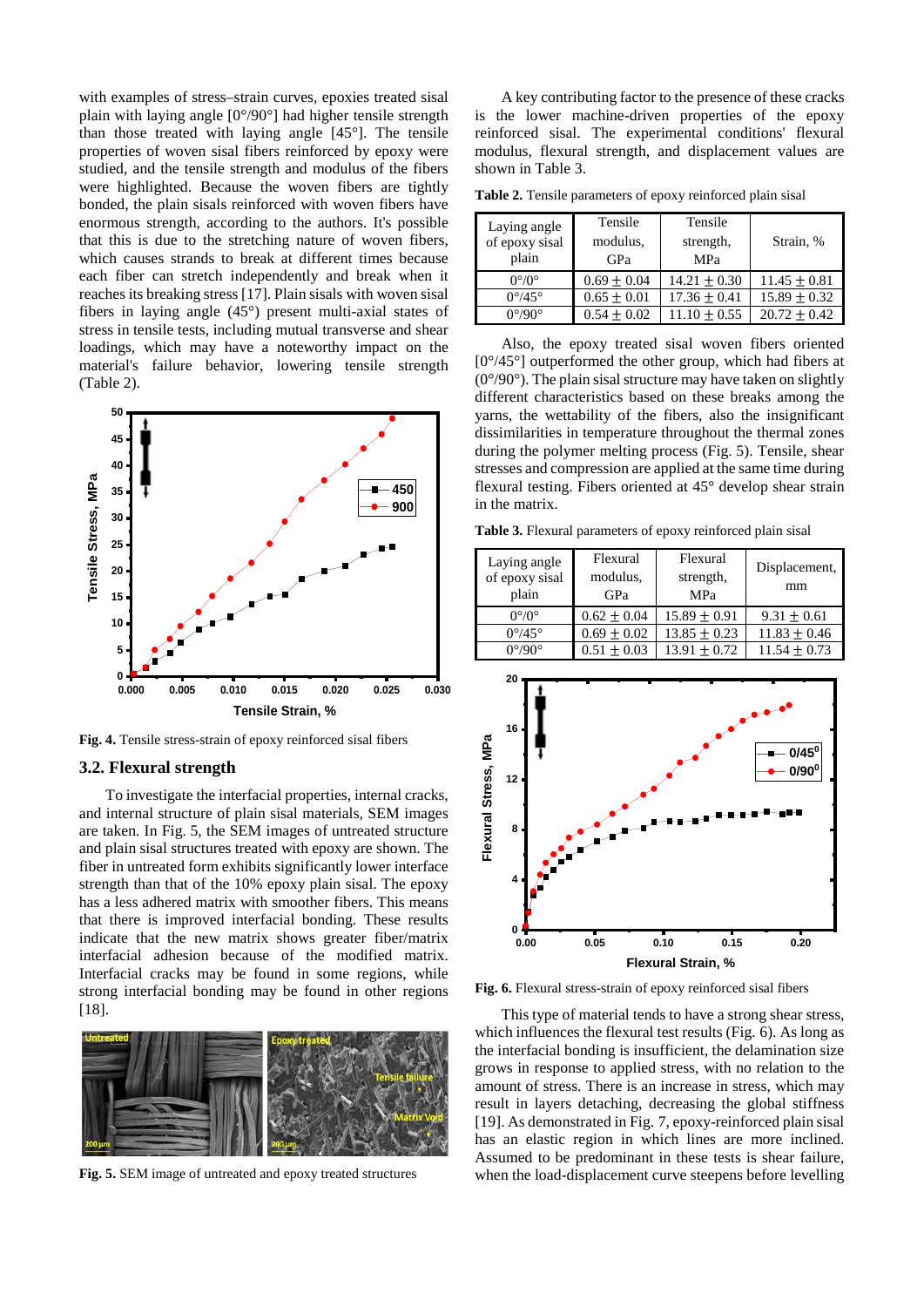with examples of stress–strain curves, epoxies treated sisal plain with laying angle [0°/90°] had higher tensile strength than those treated with laying angle [45°]. The tensile properties of woven sisal fibers reinforced by epoxy were studied, and the tensile strength and modulus of the fibers were highlighted. Because the woven fibers are tightly bonded, the plain sisals reinforced with woven fibers have enormous strength, according to the authors. It's possible that this is due to the stretching nature of woven fibers, which causes strands to break at different times because each fiber can stretch independently and break when it reaches its breaking stress [17]. Plain sisals with woven sisal fibers in laying angle (45°) present multi-axial states of stress in tensile tests, including mutual transverse and shear loadings, which may have a noteworthy impact on the material's failure behavior, lowering tensile strength (Table 2).

**Fig. 4.** Tensile stress-strain of epoxy reinforced sisal fibers

### 3.2. Flexural strength

To investigate the interfacial properties, internal cracks, and internal structure of plain sisal materials, SEM images are taken. In Fig. 5, the SEM images of untreated structure and plain sisal structures treated with epoxy are shown. The fiber in untreated form exhibits significantly lower interface strength than the 10% epoxy plain sisal. The epoxy has a less adhered matrix with smoother fibers. This means that there is improved interfacial bonding. These results indicate that the new matrix shows greater fiber/matrix interfacial adhesion because of the modified matrix. Interfacial cracks may be found in some regions, while strong interfacial bonding may be found in other regions [18].

**Fig. 5.** SEM image of untreated and epoxy treated structures

A key contributing factor to the presence of these cracks is the lower machine-driven properties of the epoxy reinforced sisal. The experimental conditions' flexural modulus, flexural strength, and displacement values are shown in Table 3.

**Table 2.** Tensile parameters of epoxy reinforced plain sisal

| Laying angle of epoxy sisal plain | Tensile modulus, GPa | Tensile strength, MPa | Strain, % |
|---|---|---|---|
| 0°/0° | $0.69 \pm 0.04$ | $14.21 \pm 0.30$ | $11.45 \pm 0.81$ |
| 0°/45° | $0.65 \pm 0.01$ | $17.36 \pm 0.41$ | $15.89 \pm 0.32$ |
| 0°/90° | $0.54 \pm 0.02$ | $11.10 \pm 0.55$ | $20.72 \pm 0.42$ |

Also, the epoxy treated sisal woven fibers oriented [0°/45°] outperformed the other group, which had fibers at (0°/90°). The plain sisal structure may have taken on slightly different characteristics based on these breaks among the yarns, the wettability of the fibers, also the insignificant dissimilarities in temperature throughout the thermal zones during the polymer melting process (Fig. 5). Tensile, shear stresses and compression are applied at the same time during flexural testing. Fibers oriented at 45° develop shear strain in the matrix.

**Table 3.** Flexural parameters of epoxy reinforced plain sisal

| Laying angle of epoxy sisal plain | Flexural modulus, GPa | Flexural strength, MPa | Displacement, mm |
|---|---|---|---|
| 0°/0° | $0.62 \pm 0.04$ | $15.89 \pm 0.91$ | $9.31 \pm 0.61$ |
| 0°/45° | $0.69 \pm 0.02$ | $13.85 \pm 0.23$ | $11.83 \pm 0.46$ |
| 0°/90° | $0.51 \pm 0.03$ | $13.91 \pm 0.72$ | $11.54 \pm 0.73$ |

**Fig. 6.** Flexural stress-strain of epoxy reinforced sisal fibers

This type of material tends to have a strong shear stress, which influences the flexural test results (Fig. 6). As long as the interfacial bonding is insufficient, the delamination size grows in response to applied stress, with no relation to the amount of stress. There is an increase in stress, which may result in layers detaching, decreasing the global stiffness [19]. As demonstrated in Fig. 7, epoxy-reinforced plain sisal has an elastic region in which lines are more inclined. Assumed to be predominant in these tests is shear failure, when the load-displacement curve steepens before levelling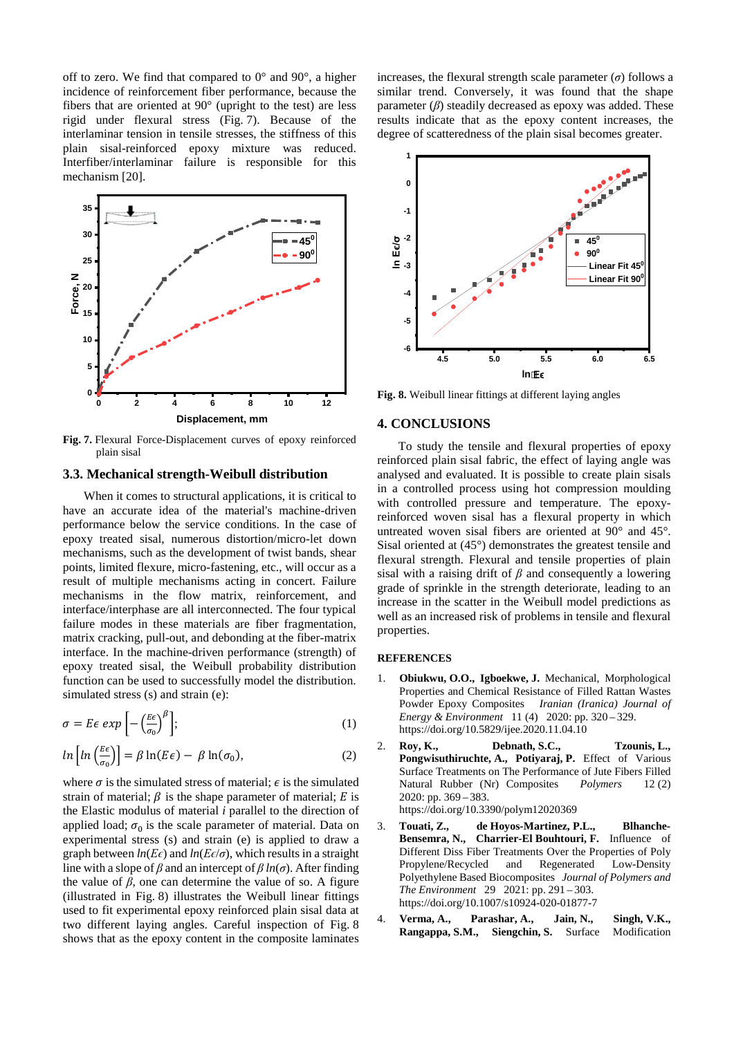off to zero. We find that compared to 0° and 90°, a higher incidence of reinforcement fiber performance, because the fibers that are oriented at 90° (upright to the test) are less rigid under flexural stress (Fig. 7). Because of the interlaminar tension in tensile stresses, the stiffness of this plain sisal-reinforced epoxy mixture was reduced. Interfiber/interlaminar failure is responsible for this mechanism [20].

**Fig. 7.** Flexural Force-Displacement curves of epoxy reinforced plain sisal

### 3.3. Mechanical strength-Weibull distribution

When it comes to structural applications, it is critical to have an accurate idea of the material's machine-driven performance below the service conditions. In the case of epoxy treated sisal, numerous distortion/micro-let down mechanisms, such as the development of twist bands, shear points, limited flexure, micro-fastening, etc., will occur as a result of multiple mechanisms acting in concert. Failure mechanisms in the flow matrix, reinforcement, and interface/interphase are all interconnected. The four typical failure modes in these materials are fiber fragmentation, matrix cracking, pull-out, and debonding at the fiber-matrix interface. In the machine-driven performance (strength) of epoxy treated sisal, the Weibull probability distribution function can be used to successfully model the distribution. simulated stress (s) and strain (e):

$$\sigma = E\epsilon \, exp\left[-\left(\frac{E\epsilon}{\sigma_0}\right)^{\beta}\right]; \tag{1}$$

$$ln\left[ln\left(\frac{E\epsilon}{\sigma_0}\right)\right] = \beta\ln(E\epsilon) - \beta\ln(\sigma_0), \tag{2}$$

where $\sigma$ is the simulated stress of material; $\epsilon$ is the simulated strain of material; $\beta$ is the shape parameter of material; $E$ is the Elastic modulus of material $i$ parallel to the direction of applied load; $\sigma_0$ is the scale parameter of material. Data on experimental stress (s) and strain (e) is applied to draw a graph between $ln(E\epsilon)$ and $ln(E\epsilon/\sigma)$, which results in a straight line with a slope of $\beta$ and an intercept of $\beta\,ln(\sigma)$. After finding the value of $\beta$, one can determine the value of so. A figure (illustrated in Fig. 8) illustrates the Weibull linear fittings used to fit experimental epoxy reinforced plain sisal data at two different laying angles. Careful inspection of Fig. 8 shows that as the epoxy content in the composite laminates increases, the flexural strength scale parameter ($\sigma$) follows a similar trend. Conversely, it was found that the shape parameter ($\beta$) steadily decreased as epoxy was added. These results indicate that as the epoxy content increases, the degree of scatteredness of the plain sisal becomes greater.

**Fig. 8.** Weibull linear fittings at different laying angles

## 4. CONCLUSIONS

To study the tensile and flexural properties of epoxy reinforced plain sisal fabric, the effect of laying angle was analysed and evaluated. It is possible to create plain sisals in a controlled process using hot compression moulding with controlled pressure and temperature. The epoxy-reinforced woven sisal has a flexural property in which untreated woven sisal fibers are oriented at 90° and 45°. Sisal oriented at (45°) demonstrates the greatest tensile and flexural strength. Flexural and tensile properties of plain sisal with a raising drift of $\beta$ and consequently a lowering grade of sprinkle in the strength deteriorate, leading to an increase in the scatter in the Weibull model predictions as well as an increased risk of problems in tensile and flexural properties.

### REFERENCES

1. **Obiukwu, O.O., Igboekwe, J.** Mechanical, Morphological Properties and Chemical Resistance of Filled Rattan Wastes Powder Epoxy Composites *Iranian (Iranica) Journal of Energy & Environment* 11 (4) 2020: pp. 320 – 329. https://doi.org/10.5829/ijee.2020.11.04.10
2. **Roy, K., Debnath, S.C., Tzounis, L., Pongwisuthiruchte, A., Potiyaraj, P.** Effect of Various Surface Treatments on The Performance of Jute Fibers Filled Natural Rubber (Nr) Composites *Polymers* 12 (2) 2020: pp. 369 – 383. https://doi.org/10.3390/polym12020369
3. **Touati, Z., de Hoyos-Martinez, P.L., Blhanche-Bensemra, N., Charrier-El Bouhtouri, F.** Influence of Different Diss Fiber Treatments Over the Properties of Poly Propylene/Recycled and Regenerated Low-Density Polyethylene Based Biocomposites *Journal of Polymers and The Environment* 29 2021: pp. 291 – 303. https://doi.org/10.1007/s10924-020-01877-7
4. **Verma, A., Parashar, A., Jain, N., Singh, V.K., Rangappa, S.M., Siengchin, S.** Surface Modification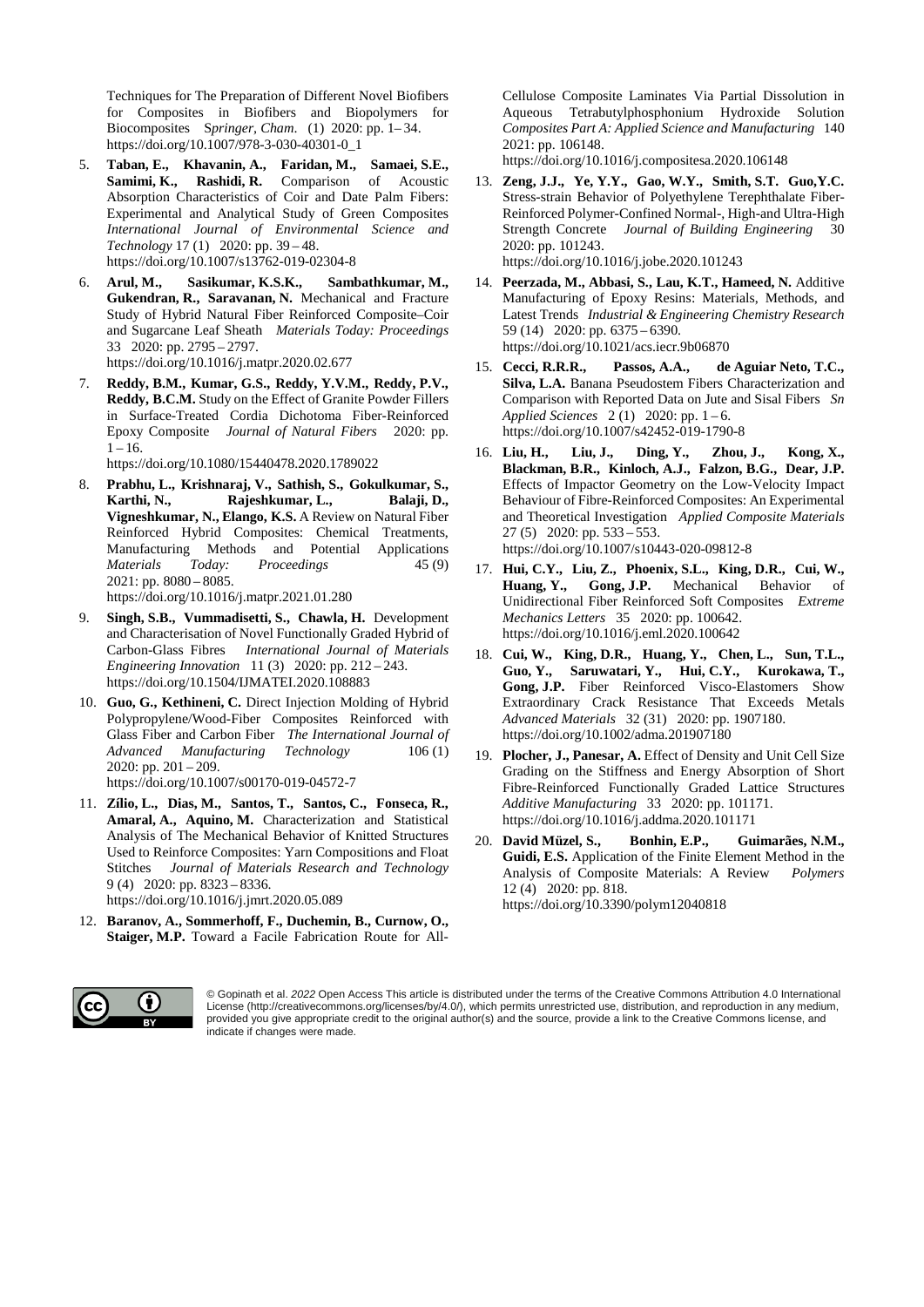Techniques for The Preparation of Different Novel Biofibers for Composites in Biofibers and Biopolymers for Biocomposites *Springer, Cham*. (1) 2020: pp. 1–34. https://doi.org/10.1007/978-3-030-40301-0_1

5. **Taban, E., Khavanin, A., Faridan, M., Samaei, S.E., Samimi, K., Rashidi, R.** Comparison of Acoustic Absorption Characteristics of Coir and Date Palm Fibers: Experimental and Analytical Study of Green Composites *International Journal of Environmental Science and Technology* 17 (1) 2020: pp. 39–48. https://doi.org/10.1007/s13762-019-02304-8
6. **Arul, M., Sasikumar, K.S.K., Sambathkumar, M., Gukendran, R., Saravanan, N.** Mechanical and Fracture Study of Hybrid Natural Fiber Reinforced Composite–Coir and Sugarcane Leaf Sheath *Materials Today: Proceedings* 33 2020: pp. 2795–2797. https://doi.org/10.1016/j.matpr.2020.02.677
7. **Reddy, B.M., Kumar, G.S., Reddy, Y.V.M., Reddy, P.V., Reddy, B.C.M.** Study on the Effect of Granite Powder Fillers in Surface-Treated Cordia Dichotoma Fiber-Reinforced Epoxy Composite *Journal of Natural Fibers* 2020: pp. 1–16. https://doi.org/10.1080/15440478.2020.1789022
8. **Prabhu, L., Krishnaraj, V., Sathish, S., Gokulkumar, S., Karthi, N., Rajeshkumar, L., Balaji, D., Vigneshkumar, N., Elango, K.S.** A Review on Natural Fiber Reinforced Hybrid Composites: Chemical Treatments, Manufacturing Methods and Potential Applications *Materials Today: Proceedings* 45 (9) 2021: pp. 8080–8085. https://doi.org/10.1016/j.matpr.2021.01.280
9. **Singh, S.B., Vummadisetti, S., Chawla, H.** Development and Characterisation of Novel Functionally Graded Hybrid of Carbon-Glass Fibres *International Journal of Materials Engineering Innovation* 11 (3) 2020: pp. 212–243. https://doi.org/10.1504/IJMATEI.2020.108883
10. **Guo, G., Kethineni, C.** Direct Injection Molding of Hybrid Polypropylene/Wood-Fiber Composites Reinforced with Glass Fiber and Carbon Fiber *The International Journal of Advanced Manufacturing Technology* 106 (1) 2020: pp. 201–209. https://doi.org/10.1007/s00170-019-04572-7
11. **Zílio, L., Dias, M., Santos, T., Santos, C., Fonseca, R., Amaral, A., Aquino, M.** Characterization and Statistical Analysis of The Mechanical Behavior of Knitted Structures Used to Reinforce Composites: Yarn Compositions and Float Stitches *Journal of Materials Research and Technology* 9 (4) 2020: pp. 8323–8336. https://doi.org/10.1016/j.jmrt.2020.05.089
12. **Baranov, A., Sommerhoff, F., Duchemin, B., Curnow, O., Staiger, M.P.** Toward a Facile Fabrication Route for All-Cellulose Composite Laminates Via Partial Dissolution in Aqueous Tetrabutylphosphonium Hydroxide Solution *Composites Part A: Applied Science and Manufacturing* 140 2021: pp. 106148. https://doi.org/10.1016/j.compositesa.2020.106148
13. **Zeng, J.J., Ye, Y.Y., Gao, W.Y., Smith, S.T. Guo,Y.C.** Stress-strain Behavior of Polyethylene Terephthalate Fiber-Reinforced Polymer-Confined Normal-, High-and Ultra-High Strength Concrete *Journal of Building Engineering* 30 2020: pp. 101243. https://doi.org/10.1016/j.jobe.2020.101243
14. **Peerzada, M., Abbasi, S., Lau, K.T., Hameed, N.** Additive Manufacturing of Epoxy Resins: Materials, Methods, and Latest Trends *Industrial & Engineering Chemistry Research* 59 (14) 2020: pp. 6375–6390. https://doi.org/10.1021/acs.iecr.9b06870
15. **Cecci, R.R.R., Passos, A.A., de Aguiar Neto, T.C., Silva, L.A.** Banana Pseudostem Fibers Characterization and Comparison with Reported Data on Jute and Sisal Fibers *Sn Applied Sciences* 2 (1) 2020: pp. 1–6. https://doi.org/10.1007/s42452-019-1790-8
16. **Liu, H., Liu, J., Ding, Y., Zhou, J., Kong, X., Blackman, B.R., Kinloch, A.J., Falzon, B.G., Dear, J.P.** Effects of Impactor Geometry on the Low-Velocity Impact Behaviour of Fibre-Reinforced Composites: An Experimental and Theoretical Investigation *Applied Composite Materials* 27 (5) 2020: pp. 533–553. https://doi.org/10.1007/s10443-020-09812-8
17. **Hui, C.Y., Liu, Z., Phoenix, S.L., King, D.R., Cui, W., Huang, Y., Gong, J.P.** Mechanical Behavior of Unidirectional Fiber Reinforced Soft Composites *Extreme Mechanics Letters* 35 2020: pp. 100642. https://doi.org/10.1016/j.eml.2020.100642
18. **Cui, W., King, D.R., Huang, Y., Chen, L., Sun, T.L., Guo, Y., Saruwatari, Y., Hui, C.Y., Kurokawa, T., Gong, J.P.** Fiber Reinforced Visco-Elastomers Show Extraordinary Crack Resistance That Exceeds Metals *Advanced Materials* 32 (31) 2020: pp. 1907180. https://doi.org/10.1002/adma.201907180
19. **Plocher, J., Panesar, A.** Effect of Density and Unit Cell Size Grading on the Stiffness and Energy Absorption of Short Fibre-Reinforced Functionally Graded Lattice Structures *Additive Manufacturing* 33 2020: pp. 101171. https://doi.org/10.1016/j.addma.2020.101171
20. **David Müzel, S., Bonhin, E.P., Guimarães, N.M., Guidi, E.S.** Application of the Finite Element Method in the Analysis of Composite Materials: A Review *Polymers* 12 (4) 2020: pp. 818. https://doi.org/10.3390/polym12040818

© Gopinath et al. *2022* Open Access This article is distributed under the terms of the Creative Commons Attribution 4.0 International License (http://creativecommons.org/licenses/by/4.0/), which permits unrestricted use, distribution, and reproduction in any medium, provided you give appropriate credit to the original author(s) and the source, provide a link to the Creative Commons license, and indicate if changes were made.